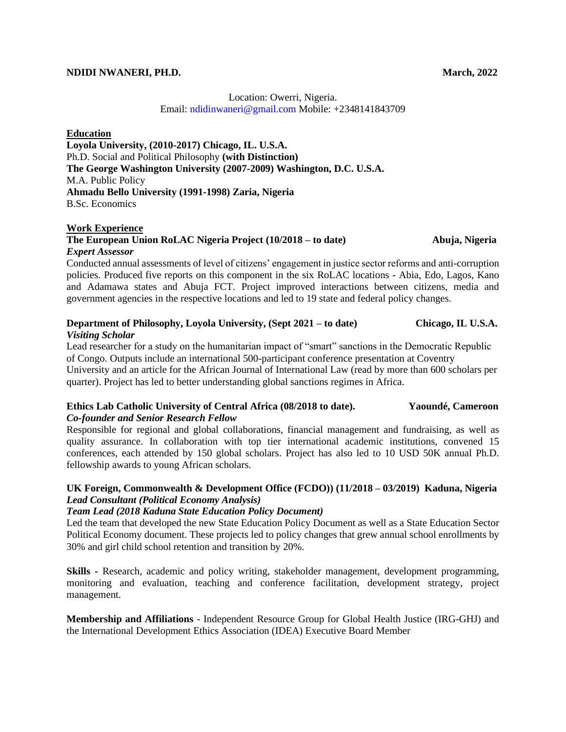**NDIDI NWANERI, PH.D.** **March, 2022**

Location: Owerri, Nigeria.
Email: ndidinwaneri@gmail.com Mobile: +2348141843709

## Education

**Loyola University, (2010-2017) Chicago, IL. U.S.A.**
Ph.D. Social and Political Philosophy **(with Distinction)**
**The George Washington University (2007-2009) Washington, D.C. U.S.A.**
M.A. Public Policy
**Ahmadu Bello University (1991-1998) Zaria, Nigeria**
B.Sc. Economics

## Work Experience

**The European Union RoLAC Nigeria Project (10/2018 – to date)** **Abuja, Nigeria**
***Expert Assessor***
Conducted annual assessments of level of citizens' engagement in justice sector reforms and anti-corruption policies. Produced five reports on this component in the six RoLAC locations - Abia, Edo, Lagos, Kano and Adamawa states and Abuja FCT. Project improved interactions between citizens, media and government agencies in the respective locations and led to 19 state and federal policy changes.

**Department of Philosophy, Loyola University, (Sept 2021 – to date)** **Chicago, IL U.S.A.**
***Visiting Scholar***
Lead researcher for a study on the humanitarian impact of "smart" sanctions in the Democratic Republic of Congo. Outputs include an international 500-participant conference presentation at Coventry University and an article for the African Journal of International Law (read by more than 600 scholars per quarter). Project has led to better understanding global sanctions regimes in Africa.

**Ethics Lab Catholic University of Central Africa (08/2018 to date).** **Yaoundé, Cameroon**
***Co-founder and Senior Research Fellow***
Responsible for regional and global collaborations, financial management and fundraising, as well as quality assurance. In collaboration with top tier international academic institutions, convened 15 conferences, each attended by 150 global scholars. Project has also led to 10 USD 50K annual Ph.D. fellowship awards to young African scholars.

**UK Foreign, Commonwealth & Development Office (FCDO)) (11/2018 – 03/2019) Kaduna, Nigeria**
***Lead Consultant (Political Economy Analysis)***
***Team Lead (2018 Kaduna State Education Policy Document)***
Led the team that developed the new State Education Policy Document as well as a State Education Sector Political Economy document. These projects led to policy changes that grew annual school enrollments by 30% and girl child school retention and transition by 20%.

**Skills -** Research, academic and policy writing, stakeholder management, development programming, monitoring and evaluation, teaching and conference facilitation, development strategy, project management.

**Membership and Affiliations** - Independent Resource Group for Global Health Justice (IRG-GHJ) and the International Development Ethics Association (IDEA) Executive Board Member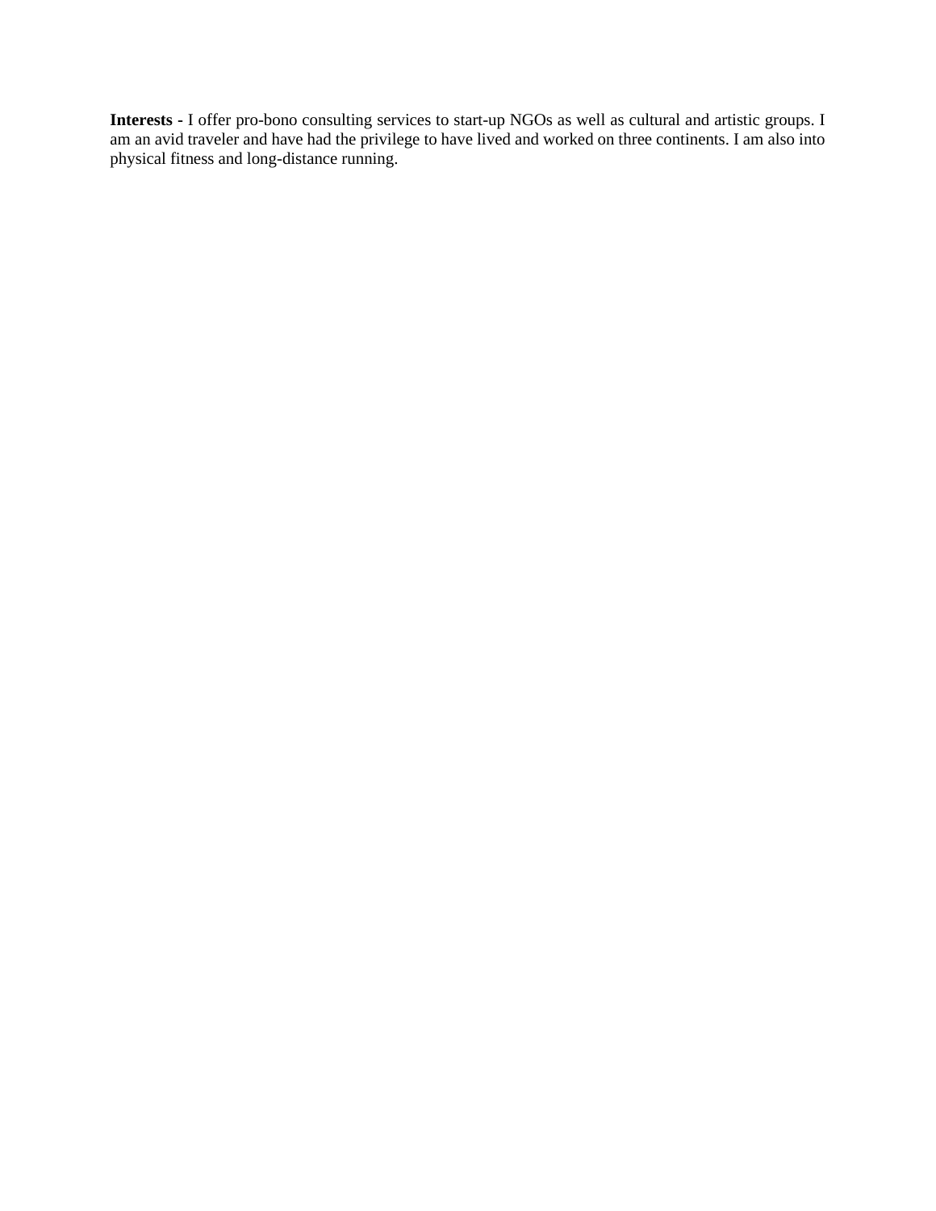**Interests -** I offer pro-bono consulting services to start-up NGOs as well as cultural and artistic groups. I am an avid traveler and have had the privilege to have lived and worked on three continents. I am also into physical fitness and long-distance running.